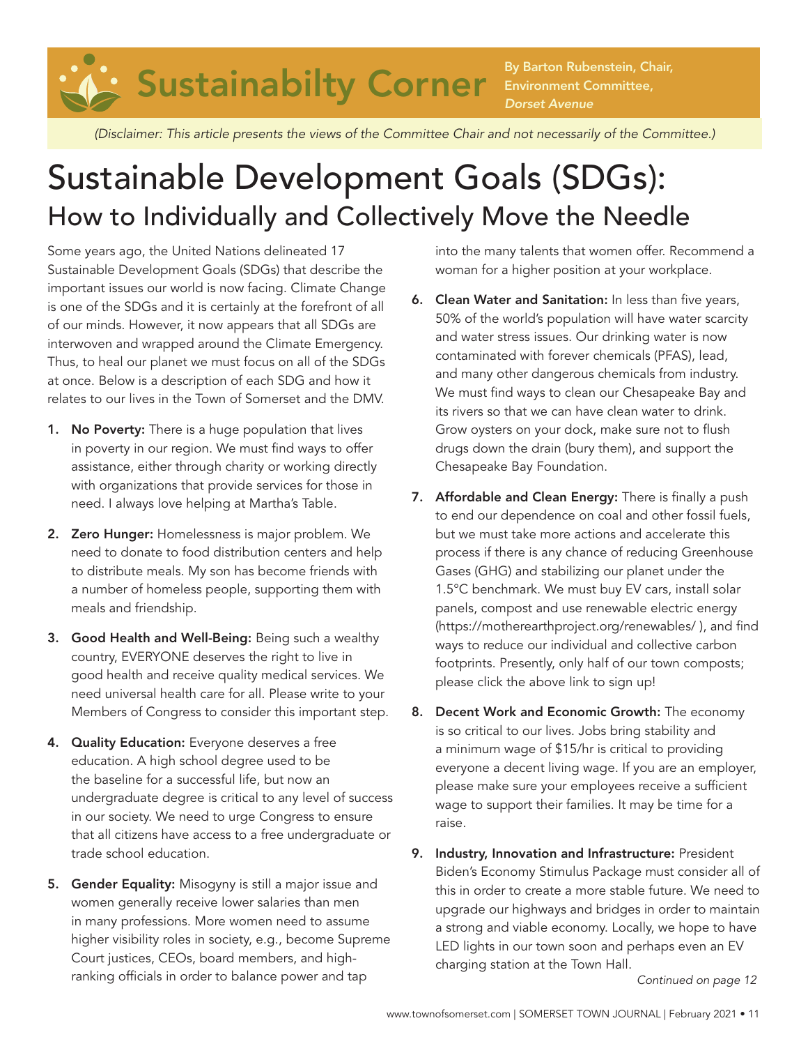# Sustainabilty Corner

**By Barton Rubenstein, Chair, Environment Committee, *Dorset Avenue***

*(Disclaimer: This article presents the views of the Committee Chair and not necessarily of the Committee.)*

# Sustainable Development Goals (SDGs):
## How to Individually and Collectively Move the Needle

Some years ago, the United Nations delineated 17 Sustainable Development Goals (SDGs) that describe the important issues our world is now facing. Climate Change is one of the SDGs and it is certainly at the forefront of all of our minds. However, it now appears that all SDGs are interwoven and wrapped around the Climate Emergency. Thus, to heal our planet we must focus on all of the SDGs at once. Below is a description of each SDG and how it relates to our lives in the Town of Somerset and the DMV.

1. **No Poverty:** There is a huge population that lives in poverty in our region. We must find ways to offer assistance, either through charity or working directly with organizations that provide services for those in need. I always love helping at Martha's Table.

2. **Zero Hunger:** Homelessness is major problem. We need to donate to food distribution centers and help to distribute meals. My son has become friends with a number of homeless people, supporting them with meals and friendship.

3. **Good Health and Well-Being:** Being such a wealthy country, EVERYONE deserves the right to live in good health and receive quality medical services. We need universal health care for all. Please write to your Members of Congress to consider this important step.

4. **Quality Education:** Everyone deserves a free education. A high school degree used to be the baseline for a successful life, but now an undergraduate degree is critical to any level of success in our society. We need to urge Congress to ensure that all citizens have access to a free undergraduate or trade school education.

5. **Gender Equality:** Misogyny is still a major issue and women generally receive lower salaries than men in many professions. More women need to assume higher visibility roles in society, e.g., become Supreme Court justices, CEOs, board members, and high-ranking officials in order to balance power and tap into the many talents that women offer. Recommend a woman for a higher position at your workplace.

6. **Clean Water and Sanitation:** In less than five years, 50% of the world's population will have water scarcity and water stress issues. Our drinking water is now contaminated with forever chemicals (PFAS), lead, and many other dangerous chemicals from industry. We must find ways to clean our Chesapeake Bay and its rivers so that we can have clean water to drink. Grow oysters on your dock, make sure not to flush drugs down the drain (bury them), and support the Chesapeake Bay Foundation.

7. **Affordable and Clean Energy:** There is finally a push to end our dependence on coal and other fossil fuels, but we must take more actions and accelerate this process if there is any chance of reducing Greenhouse Gases (GHG) and stabilizing our planet under the 1.5°C benchmark. We must buy EV cars, install solar panels, compost and use renewable electric energy (https://motherearthproject.org/renewables/ ), and find ways to reduce our individual and collective carbon footprints. Presently, only half of our town composts; please click the above link to sign up!

8. **Decent Work and Economic Growth:** The economy is so critical to our lives. Jobs bring stability and a minimum wage of $15/hr is critical to providing everyone a decent living wage. If you are an employer, please make sure your employees receive a sufficient wage to support their families. It may be time for a raise.

9. **Industry, Innovation and Infrastructure:** President Biden's Economy Stimulus Package must consider all of this in order to create a more stable future. We need to upgrade our highways and bridges in order to maintain a strong and viable economy. Locally, we hope to have LED lights in our town soon and perhaps even an EV charging station at the Town Hall.

*Continued on page 12*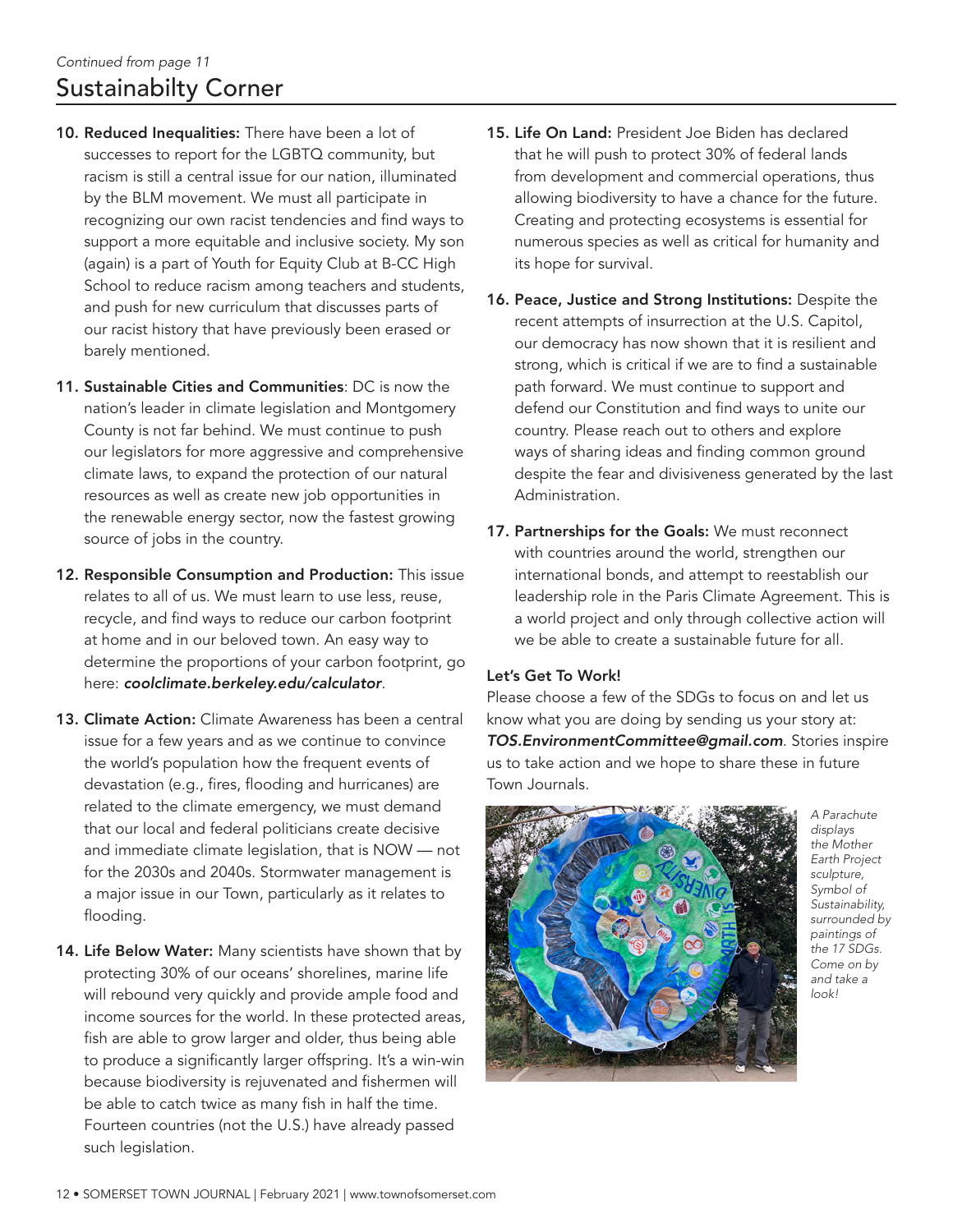*Continued from page 11*

# Sustainabilty Corner

10. **Reduced Inequalities:** There have been a lot of successes to report for the LGBTQ community, but racism is still a central issue for our nation, illuminated by the BLM movement. We must all participate in recognizing our own racist tendencies and find ways to support a more equitable and inclusive society. My son (again) is a part of Youth for Equity Club at B-CC High School to reduce racism among teachers and students, and push for new curriculum that discusses parts of our racist history that have previously been erased or barely mentioned.

11. **Sustainable Cities and Communities**: DC is now the nation's leader in climate legislation and Montgomery County is not far behind. We must continue to push our legislators for more aggressive and comprehensive climate laws, to expand the protection of our natural resources as well as create new job opportunities in the renewable energy sector, now the fastest growing source of jobs in the country.

12. **Responsible Consumption and Production:** This issue relates to all of us. We must learn to use less, reuse, recycle, and find ways to reduce our carbon footprint at home and in our beloved town. An easy way to determine the proportions of your carbon footprint, go here: ***coolclimate.berkeley.edu/calculator***.

13. **Climate Action:** Climate Awareness has been a central issue for a few years and as we continue to convince the world's population how the frequent events of devastation (e.g., fires, flooding and hurricanes) are related to the climate emergency, we must demand that our local and federal politicians create decisive and immediate climate legislation, that is NOW — not for the 2030s and 2040s. Stormwater management is a major issue in our Town, particularly as it relates to flooding.

14. **Life Below Water:** Many scientists have shown that by protecting 30% of our oceans' shorelines, marine life will rebound very quickly and provide ample food and income sources for the world. In these protected areas, fish are able to grow larger and older, thus being able to produce a significantly larger offspring. It's a win-win because biodiversity is rejuvenated and fishermen will be able to catch twice as many fish in half the time. Fourteen countries (not the U.S.) have already passed such legislation.

15. **Life On Land:** President Joe Biden has declared that he will push to protect 30% of federal lands from development and commercial operations, thus allowing biodiversity to have a chance for the future. Creating and protecting ecosystems is essential for numerous species as well as critical for humanity and its hope for survival.

16. **Peace, Justice and Strong Institutions:** Despite the recent attempts of insurrection at the U.S. Capitol, our democracy has now shown that it is resilient and strong, which is critical if we are to find a sustainable path forward. We must continue to support and defend our Constitution and find ways to unite our country. Please reach out to others and explore ways of sharing ideas and finding common ground despite the fear and divisiveness generated by the last Administration.

17. **Partnerships for the Goals:** We must reconnect with countries around the world, strengthen our international bonds, and attempt to reestablish our leadership role in the Paris Climate Agreement. This is a world project and only through collective action will we be able to create a sustainable future for all.

**Let's Get To Work!**

Please choose a few of the SDGs to focus on and let us know what you are doing by sending us your story at: ***TOS.EnvironmentCommittee@gmail.com***. Stories inspire us to take action and we hope to share these in future Town Journals.

*A Parachute displays the Mother Earth Project sculpture, Symbol of Sustainability, surrounded by paintings of the 17 SDGs. Come on by and take a look!*